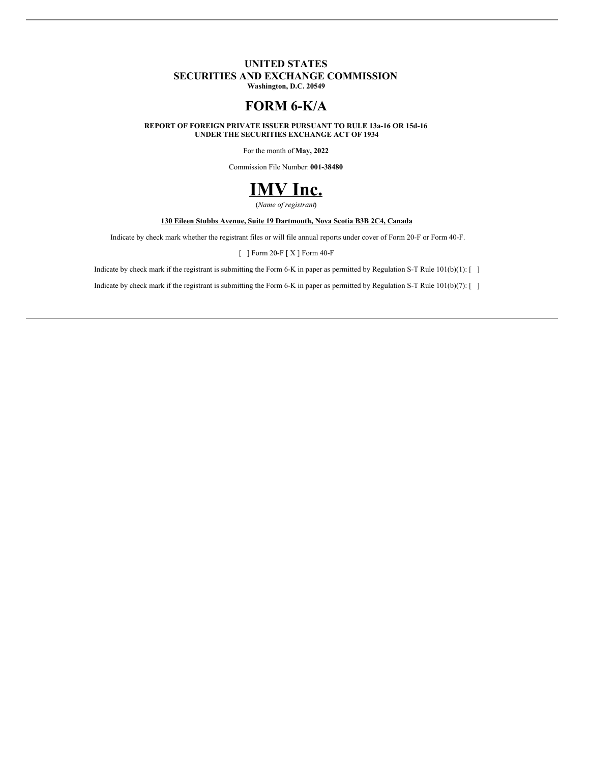**UNITED STATES**
**SECURITIES AND EXCHANGE COMMISSION**
**Washington, D.C. 20549**

# FORM 6-K/A

**REPORT OF FOREIGN PRIVATE ISSUER PURSUANT TO RULE 13a-16 OR 15d-16**
**UNDER THE SECURITIES EXCHANGE ACT OF 1934**

For the month of **May, 2022**

Commission File Number: **001-38480**

# IMV Inc.

(*Name of registrant*)

**130 Eileen Stubbs Avenue, Suite 19 Dartmouth, Nova Scotia B3B 2C4, Canada**

Indicate by check mark whether the registrant files or will file annual reports under cover of Form 20-F or Form 40-F.

[ ] Form 20-F [ X ] Form 40-F

Indicate by check mark if the registrant is submitting the Form 6-K in paper as permitted by Regulation S-T Rule 101(b)(1): [ ]

Indicate by check mark if the registrant is submitting the Form 6-K in paper as permitted by Regulation S-T Rule 101(b)(7): [ ]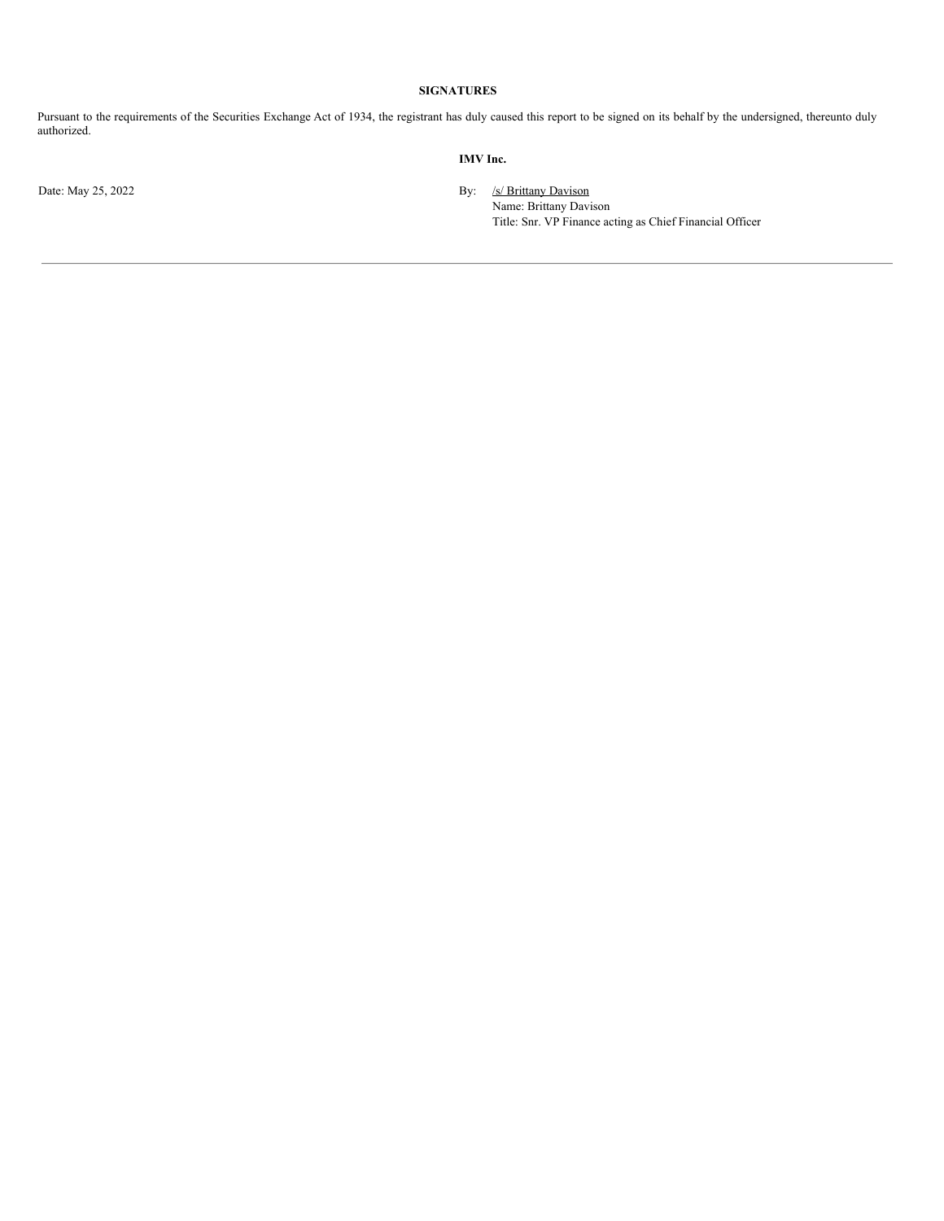**SIGNATURES**

Pursuant to the requirements of the Securities Exchange Act of 1934, the registrant has duly caused this report to be signed on its behalf by the undersigned, thereunto duly authorized.

**IMV Inc.**

Date: May 25, 2022

By: /s/ Brittany Davison
Name: Brittany Davison
Title: Snr. VP Finance acting as Chief Financial Officer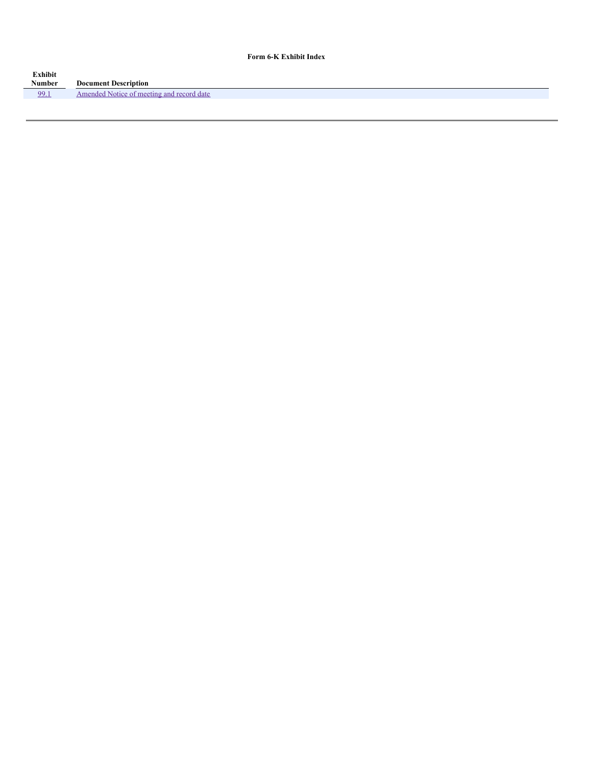**Form 6-K Exhibit Index**

| Exhibit Number | Document Description |
| --- | --- |
| 99.1 | Amended Notice of meeting and record date |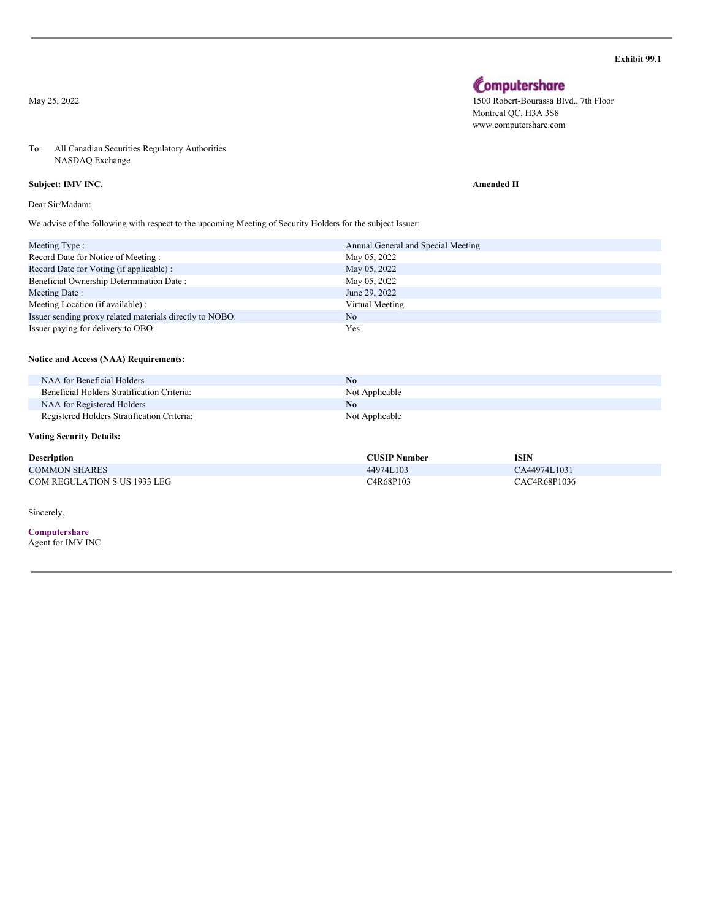**Exhibit 99.1**

Computershare
1500 Robert-Bourassa Blvd., 7th Floor
Montreal QC, H3A 3S8
www.computershare.com

May 25, 2022

To: All Canadian Securities Regulatory Authorities
NASDAQ Exchange

**Subject: IMV INC.** **Amended II**

Dear Sir/Madam:

We advise of the following with respect to the upcoming Meeting of Security Holders for the subject Issuer:

| | |
|---|---|
| Meeting Type : | Annual General and Special Meeting |
| Record Date for Notice of Meeting : | May 05, 2022 |
| Record Date for Voting (if applicable) : | May 05, 2022 |
| Beneficial Ownership Determination Date : | May 05, 2022 |
| Meeting Date : | June 29, 2022 |
| Meeting Location (if available) : | Virtual Meeting |
| Issuer sending proxy related materials directly to NOBO: | No |
| Issuer paying for delivery to OBO: | Yes |

**Notice and Access (NAA) Requirements:**

| | |
|---|---|
| NAA for Beneficial Holders | **No** |
| Beneficial Holders Stratification Criteria: | Not Applicable |
| NAA for Registered Holders | **No** |
| Registered Holders Stratification Criteria: | Not Applicable |

**Voting Security Details:**

| Description | CUSIP Number | ISIN |
|---|---|---|
| COMMON SHARES | 44974L103 | CA44974L1031 |
| COM REGULATION S US 1933 LEG | C4R68P103 | CAC4R68P1036 |

Sincerely,

**Computershare**
Agent for IMV INC.